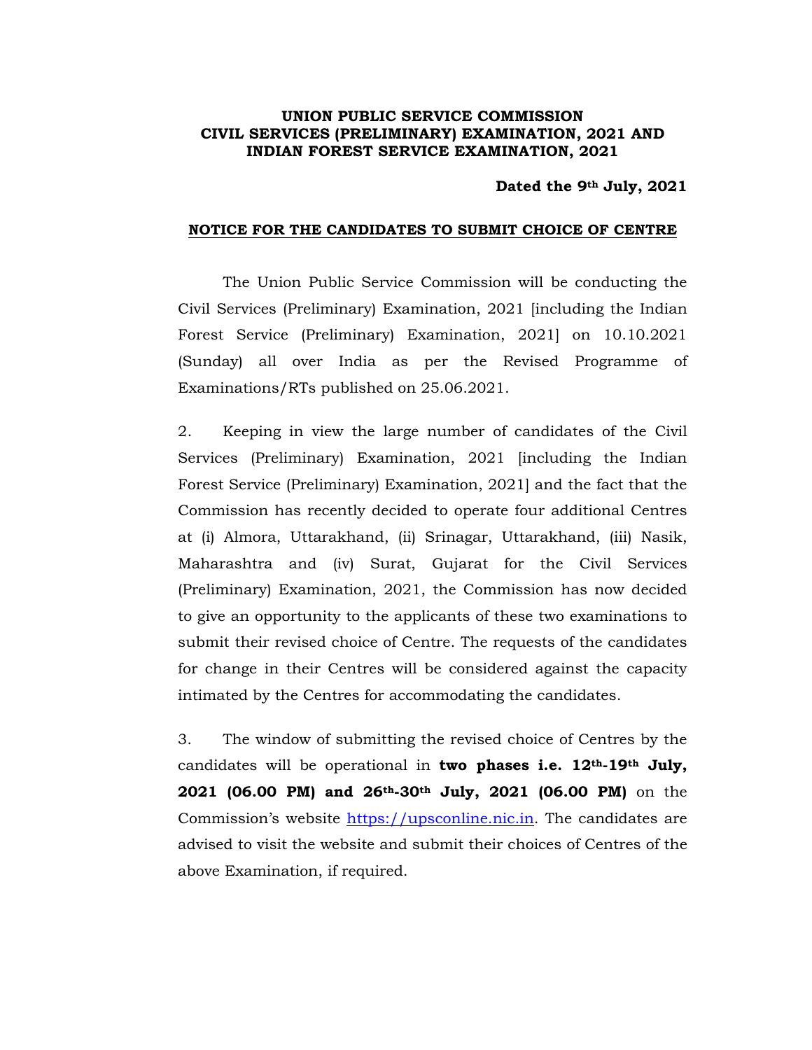**UNION PUBLIC SERVICE COMMISSION**
**CIVIL SERVICES (PRELIMINARY) EXAMINATION, 2021 AND**
**INDIAN FOREST SERVICE EXAMINATION, 2021**

**Dated the 9th July, 2021**

**NOTICE FOR THE CANDIDATES TO SUBMIT CHOICE OF CENTRE**

The Union Public Service Commission will be conducting the Civil Services (Preliminary) Examination, 2021 [including the Indian Forest Service (Preliminary) Examination, 2021] on 10.10.2021 (Sunday) all over India as per the Revised Programme of Examinations/RTs published on 25.06.2021.

2. Keeping in view the large number of candidates of the Civil Services (Preliminary) Examination, 2021 [including the Indian Forest Service (Preliminary) Examination, 2021] and the fact that the Commission has recently decided to operate four additional Centres at (i) Almora, Uttarakhand, (ii) Srinagar, Uttarakhand, (iii) Nasik, Maharashtra and (iv) Surat, Gujarat for the Civil Services (Preliminary) Examination, 2021, the Commission has now decided to give an opportunity to the applicants of these two examinations to submit their revised choice of Centre. The requests of the candidates for change in their Centres will be considered against the capacity intimated by the Centres for accommodating the candidates.

3. The window of submitting the revised choice of Centres by the candidates will be operational in **two phases i.e. 12th-19th July, 2021 (06.00 PM) and 26th-30th July, 2021 (06.00 PM)** on the Commission's website https://upsconline.nic.in. The candidates are advised to visit the website and submit their choices of Centres of the above Examination, if required.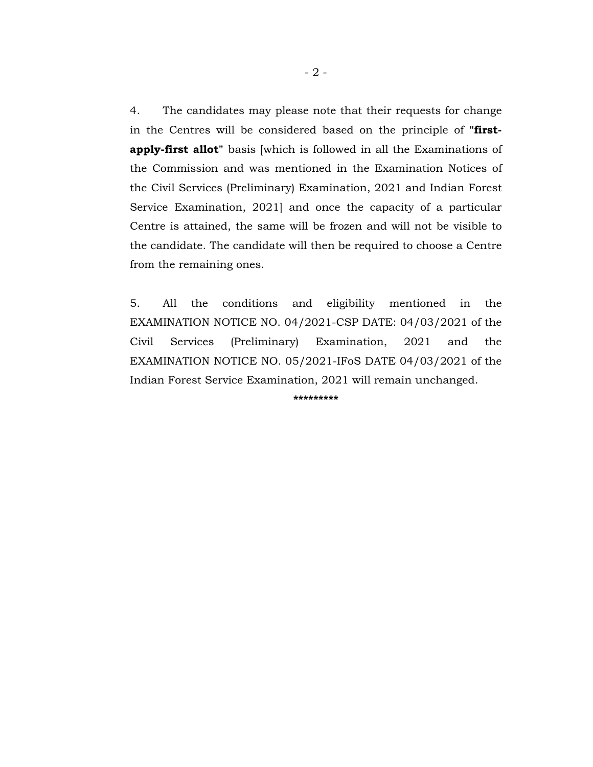4. The candidates may please note that their requests for change in the Centres will be considered based on the principle of "**first-apply-first allot**" basis [which is followed in all the Examinations of the Commission and was mentioned in the Examination Notices of the Civil Services (Preliminary) Examination, 2021 and Indian Forest Service Examination, 2021] and once the capacity of a particular Centre is attained, the same will be frozen and will not be visible to the candidate. The candidate will then be required to choose a Centre from the remaining ones.

5. All the conditions and eligibility mentioned in the EXAMINATION NOTICE NO. 04/2021-CSP DATE: 04/03/2021 of the Civil Services (Preliminary) Examination, 2021 and the EXAMINATION NOTICE NO. 05/2021-IFoS DATE 04/03/2021 of the Indian Forest Service Examination, 2021 will remain unchanged.

*********